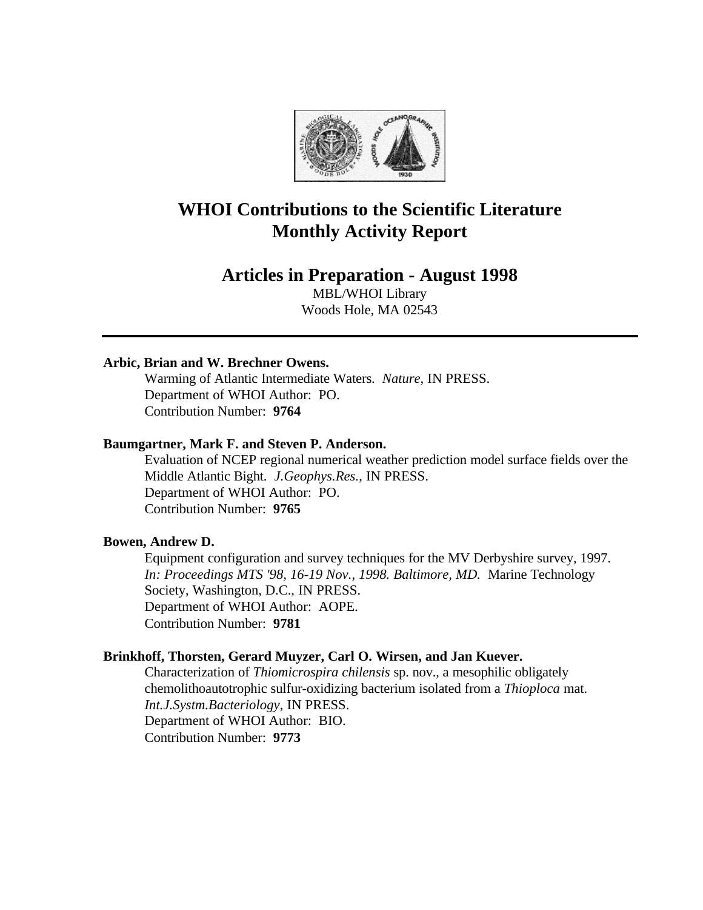# WHOI Contributions to the Scientific Literature
# Monthly Activity Report

## Articles in Preparation - August 1998

MBL/WHOI Library
Woods Hole, MA 02543

---

**Arbic, Brian and W. Brechner Owens.**
Warming of Atlantic Intermediate Waters. *Nature*, IN PRESS.
Department of WHOI Author: PO.
Contribution Number: **9764**

**Baumgartner, Mark F. and Steven P. Anderson.**
Evaluation of NCEP regional numerical weather prediction model surface fields over the Middle Atlantic Bight. *J.Geophys.Res.*, IN PRESS.
Department of WHOI Author: PO.
Contribution Number: **9765**

**Bowen, Andrew D.**
Equipment configuration and survey techniques for the MV Derbyshire survey, 1997. *In: Proceedings MTS '98, 16-19 Nov., 1998. Baltimore, MD.* Marine Technology Society, Washington, D.C., IN PRESS.
Department of WHOI Author: AOPE.
Contribution Number: **9781**

**Brinkhoff, Thorsten, Gerard Muyzer, Carl O. Wirsen, and Jan Kuever.**
Characterization of *Thiomicrospira chilensis* sp. nov., a mesophilic obligately chemolithoautotrophic sulfur-oxidizing bacterium isolated from a *Thioploca* mat. *Int.J.Systm.Bacteriology*, IN PRESS.
Department of WHOI Author: BIO.
Contribution Number: **9773**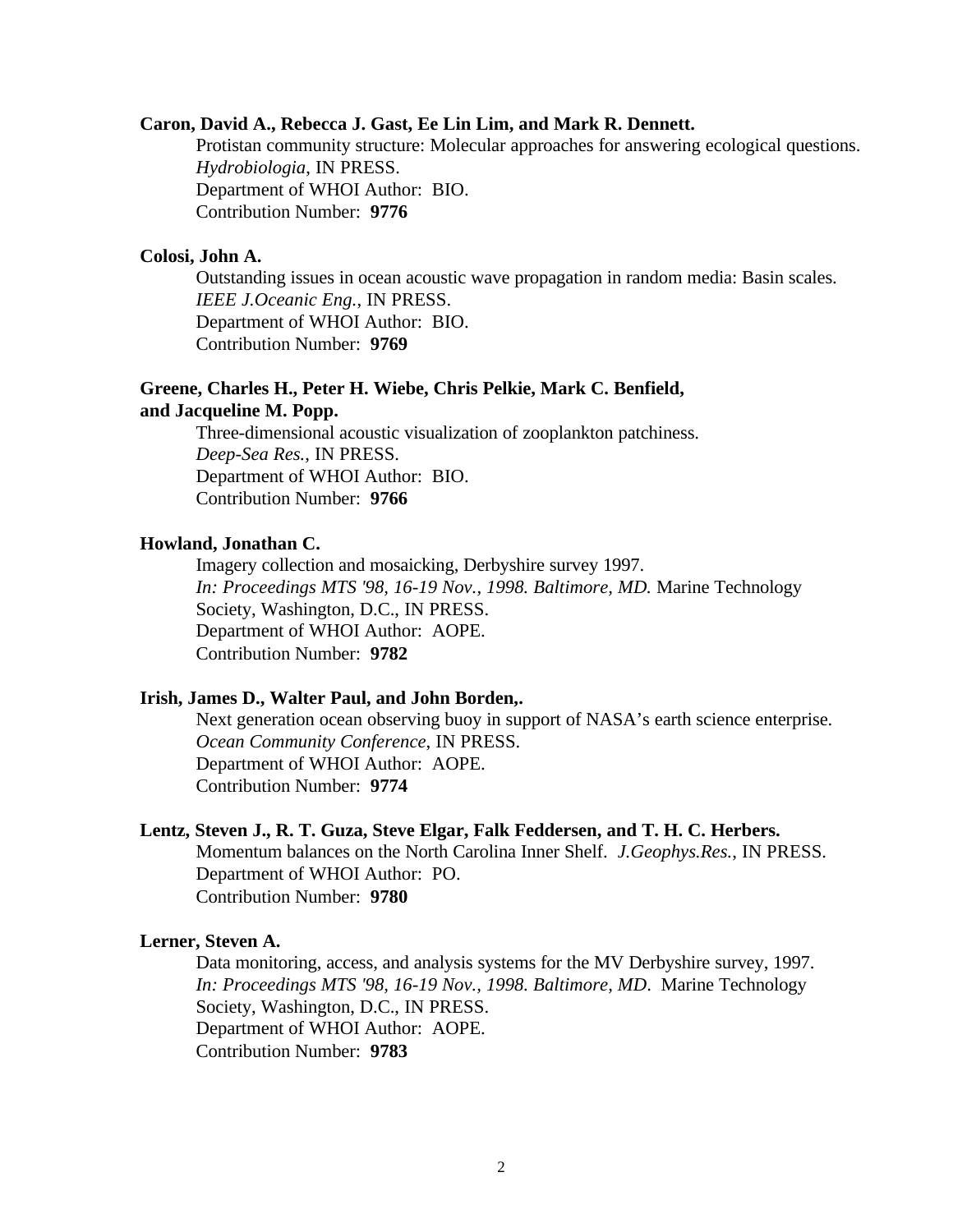**Caron, David A., Rebecca J. Gast, Ee Lin Lim, and Mark R. Dennett.**

Protistan community structure: Molecular approaches for answering ecological questions. *Hydrobiologia*, IN PRESS.
Department of WHOI Author: BIO.
Contribution Number: **9776**

**Colosi, John A.**

Outstanding issues in ocean acoustic wave propagation in random media: Basin scales. *IEEE J.Oceanic Eng.*, IN PRESS.
Department of WHOI Author: BIO.
Contribution Number: **9769**

**Greene, Charles H., Peter H. Wiebe, Chris Pelkie, Mark C. Benfield, and Jacqueline M. Popp.**

Three-dimensional acoustic visualization of zooplankton patchiness. *Deep-Sea Res.*, IN PRESS.
Department of WHOI Author: BIO.
Contribution Number: **9766**

**Howland, Jonathan C.**

Imagery collection and mosaicking, Derbyshire survey 1997. *In: Proceedings MTS '98, 16-19 Nov., 1998. Baltimore, MD.* Marine Technology Society, Washington, D.C., IN PRESS.
Department of WHOI Author: AOPE.
Contribution Number: **9782**

**Irish, James D., Walter Paul, and John Borden,.**

Next generation ocean observing buoy in support of NASA's earth science enterprise. *Ocean Community Conference*, IN PRESS.
Department of WHOI Author: AOPE.
Contribution Number: **9774**

**Lentz, Steven J., R. T. Guza, Steve Elgar, Falk Feddersen, and T. H. C. Herbers.**

Momentum balances on the North Carolina Inner Shelf. *J.Geophys.Res.*, IN PRESS.
Department of WHOI Author: PO.
Contribution Number: **9780**

**Lerner, Steven A.**

Data monitoring, access, and analysis systems for the MV Derbyshire survey, 1997. *In: Proceedings MTS '98, 16-19 Nov., 1998. Baltimore, MD.* Marine Technology Society, Washington, D.C., IN PRESS.
Department of WHOI Author: AOPE.
Contribution Number: **9783**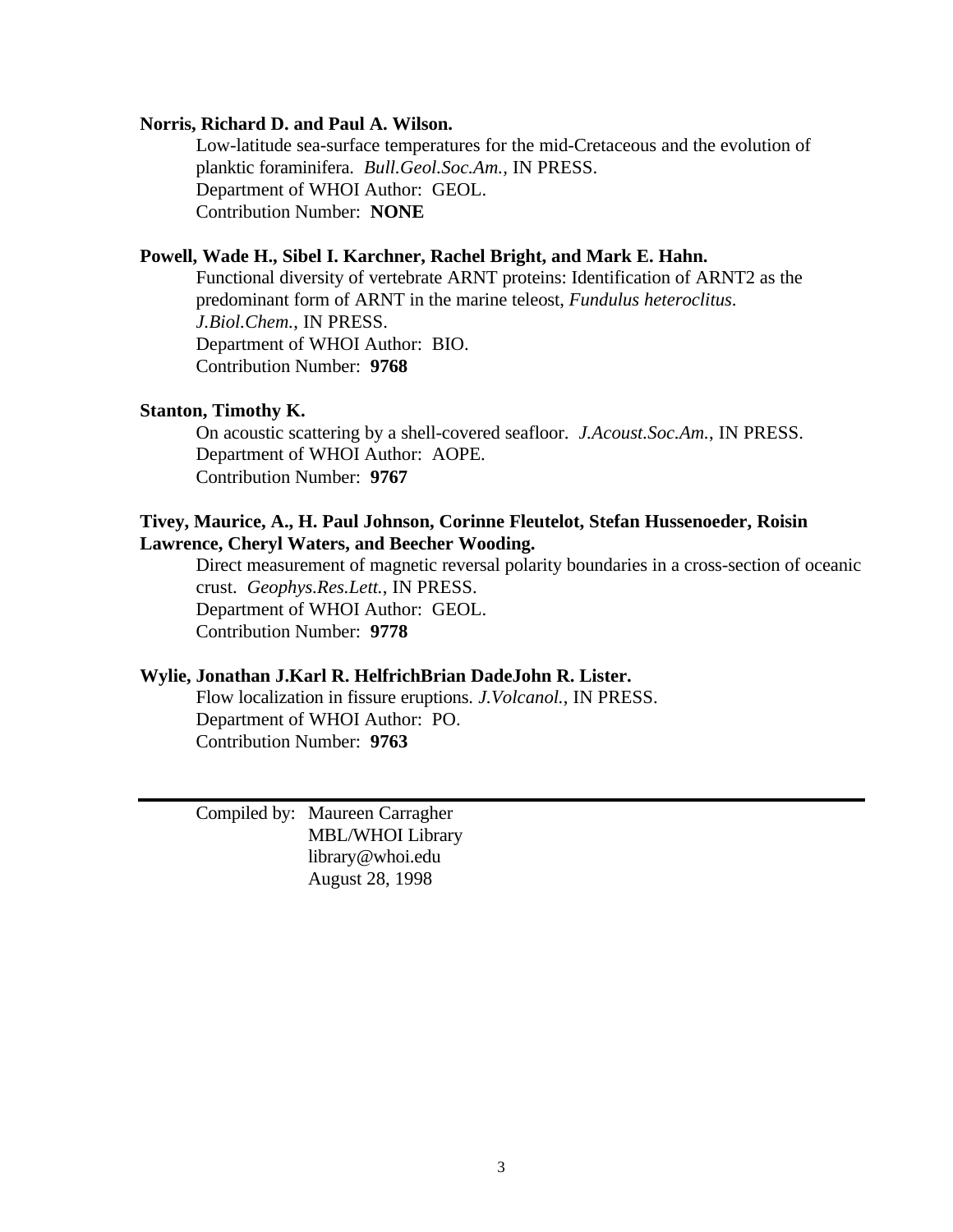**Norris, Richard D. and Paul A. Wilson.**

Low-latitude sea-surface temperatures for the mid-Cretaceous and the evolution of planktic foraminifera. *Bull.Geol.Soc.Am.*, IN PRESS.
Department of WHOI Author: GEOL.
Contribution Number: **NONE**

**Powell, Wade H., Sibel I. Karchner, Rachel Bright, and Mark E. Hahn.**

Functional diversity of vertebrate ARNT proteins: Identification of ARNT2 as the predominant form of ARNT in the marine teleost, *Fundulus heteroclitus*. *J.Biol.Chem.*, IN PRESS.
Department of WHOI Author: BIO.
Contribution Number: **9768**

**Stanton, Timothy K.**

On acoustic scattering by a shell-covered seafloor. *J.Acoust.Soc.Am.*, IN PRESS.
Department of WHOI Author: AOPE.
Contribution Number: **9767**

**Tivey, Maurice, A., H. Paul Johnson, Corinne Fleutelot, Stefan Hussenoeder, Roisin Lawrence, Cheryl Waters, and Beecher Wooding.**

Direct measurement of magnetic reversal polarity boundaries in a cross-section of oceanic crust. *Geophys.Res.Lett.*, IN PRESS.
Department of WHOI Author: GEOL.
Contribution Number: **9778**

**Wylie, Jonathan J.Karl R. HelfrichBrian DadeJohn R. Lister.**

Flow localization in fissure eruptions. *J.Volcanol.*, IN PRESS.
Department of WHOI Author: PO.
Contribution Number: **9763**

---

Compiled by: Maureen Carragher
MBL/WHOI Library
library@whoi.edu
August 28, 1998